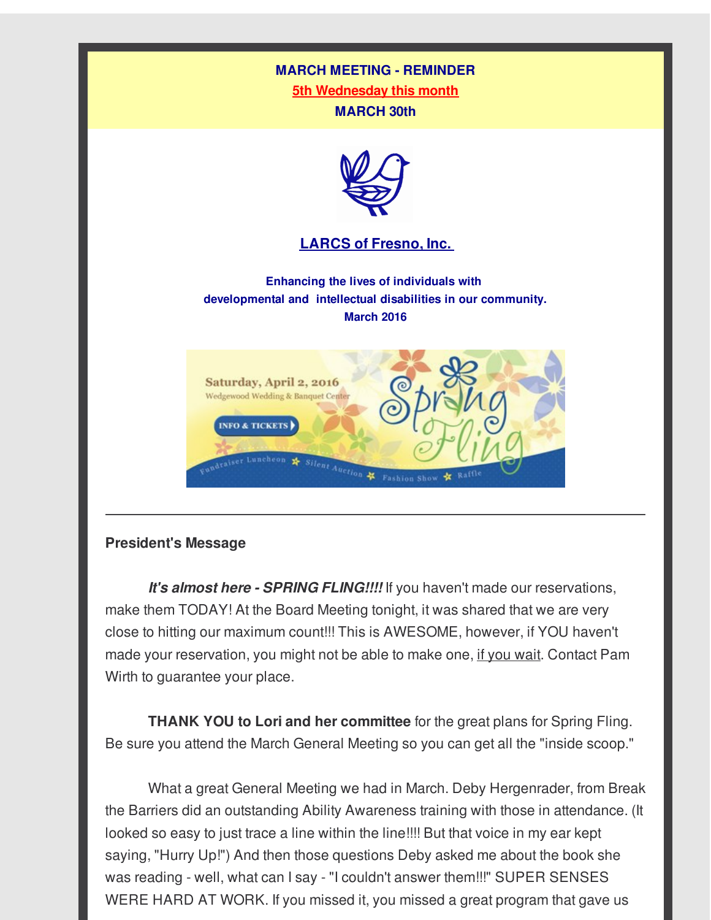**MARCH MEETING - REMINDER**

**5th Wednesday this month**

**MARCH 30th**

## LARCS of Fresno, Inc.

**Enhancing the lives of individuals with developmental and intellectual disabilities in our community.**

**March 2016**

Saturday, April 2, 2016
Wedgewood Wedding & Banquet Center

INFO & TICKETS

Spring Fling

Fundraiser Luncheon ✱ Silent Auction ✱ Fashion Show ✱ Raffle

---

### President's Message

***It's almost here - SPRING FLING!!!!*** If you haven't made our reservations, make them TODAY! At the Board Meeting tonight, it was shared that we are very close to hitting our maximum count!!! This is AWESOME, however, if YOU haven't made your reservation, you might not be able to make one, if you wait. Contact Pam Wirth to guarantee your place.

**THANK YOU to Lori and her committee** for the great plans for Spring Fling. Be sure you attend the March General Meeting so you can get all the "inside scoop."

What a great General Meeting we had in March. Deby Hergenrader, from Break the Barriers did an outstanding Ability Awareness training with those in attendance. (It looked so easy to just trace a line within the line!!!! But that voice in my ear kept saying, "Hurry Up!") And then those questions Deby asked me about the book she was reading - well, what can I say - "I couldn't answer them!!!" SUPER SENSES WERE HARD AT WORK. If you missed it, you missed a great program that gave us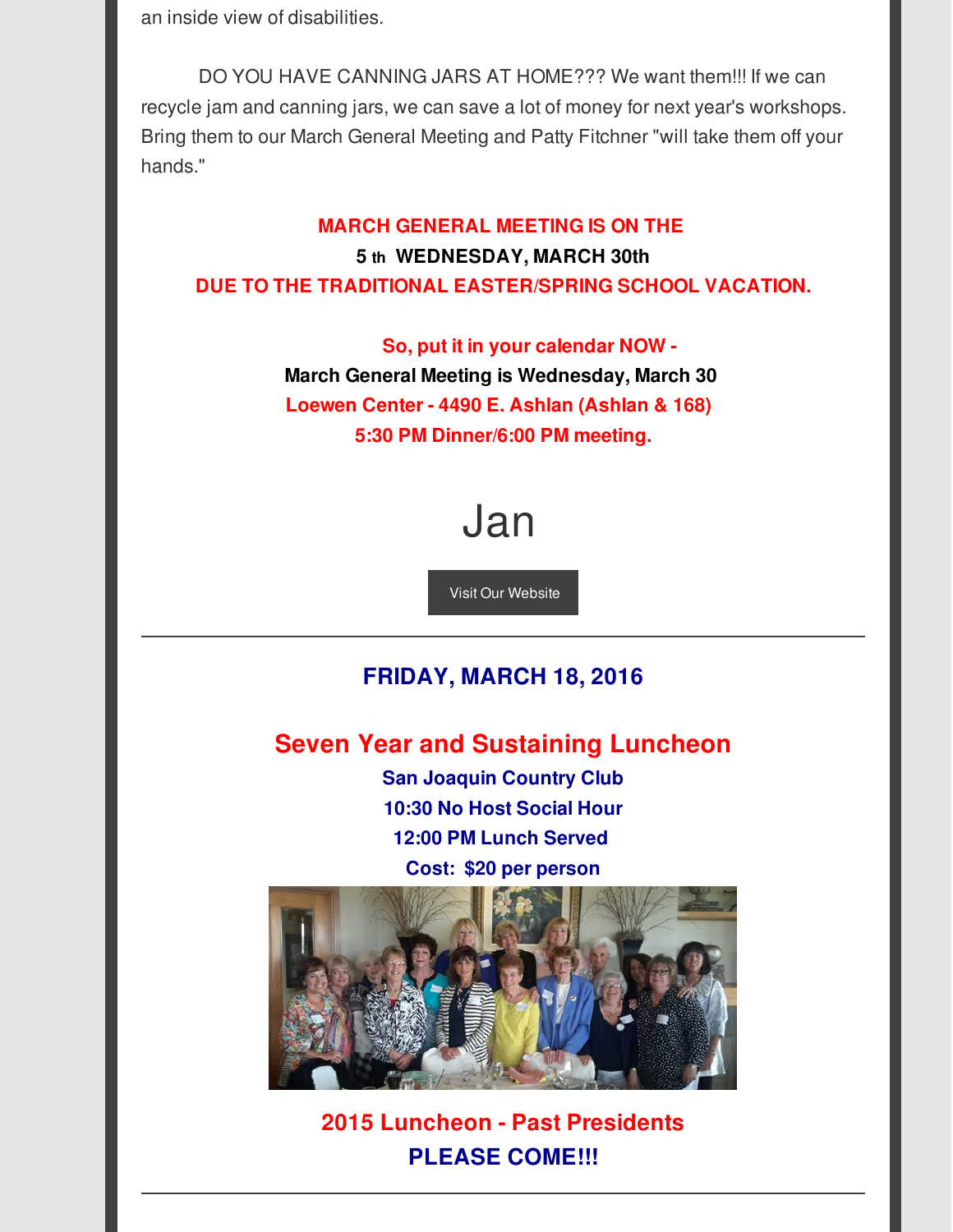an inside view of disabilities.

DO YOU HAVE CANNING JARS AT HOME??? We want them!!! If we can recycle jam and canning jars, we can save a lot of money for next year's workshops. Bring them to our March General Meeting and Patty Fitchner "will take them off your hands."

**MARCH GENERAL MEETING IS ON THE**
**5 th WEDNESDAY, MARCH 30th**
**DUE TO THE TRADITIONAL EASTER/SPRING SCHOOL VACATION.**

**So, put it in your calendar NOW -**
**March General Meeting is Wednesday, March 30**
**Loewen Center - 4490 E. Ashlan (Ashlan & 168)**
**5:30 PM Dinner/6:00 PM meeting.**

# Jan

Visit Our Website

---

## FRIDAY, MARCH 18, 2016

## Seven Year and Sustaining Luncheon

**San Joaquin Country Club**
**10:30 No Host Social Hour**
**12:00 PM Lunch Served**
**Cost: $20 per person**

**2015 Luncheon - Past Presidents**
**PLEASE COME!!!**

---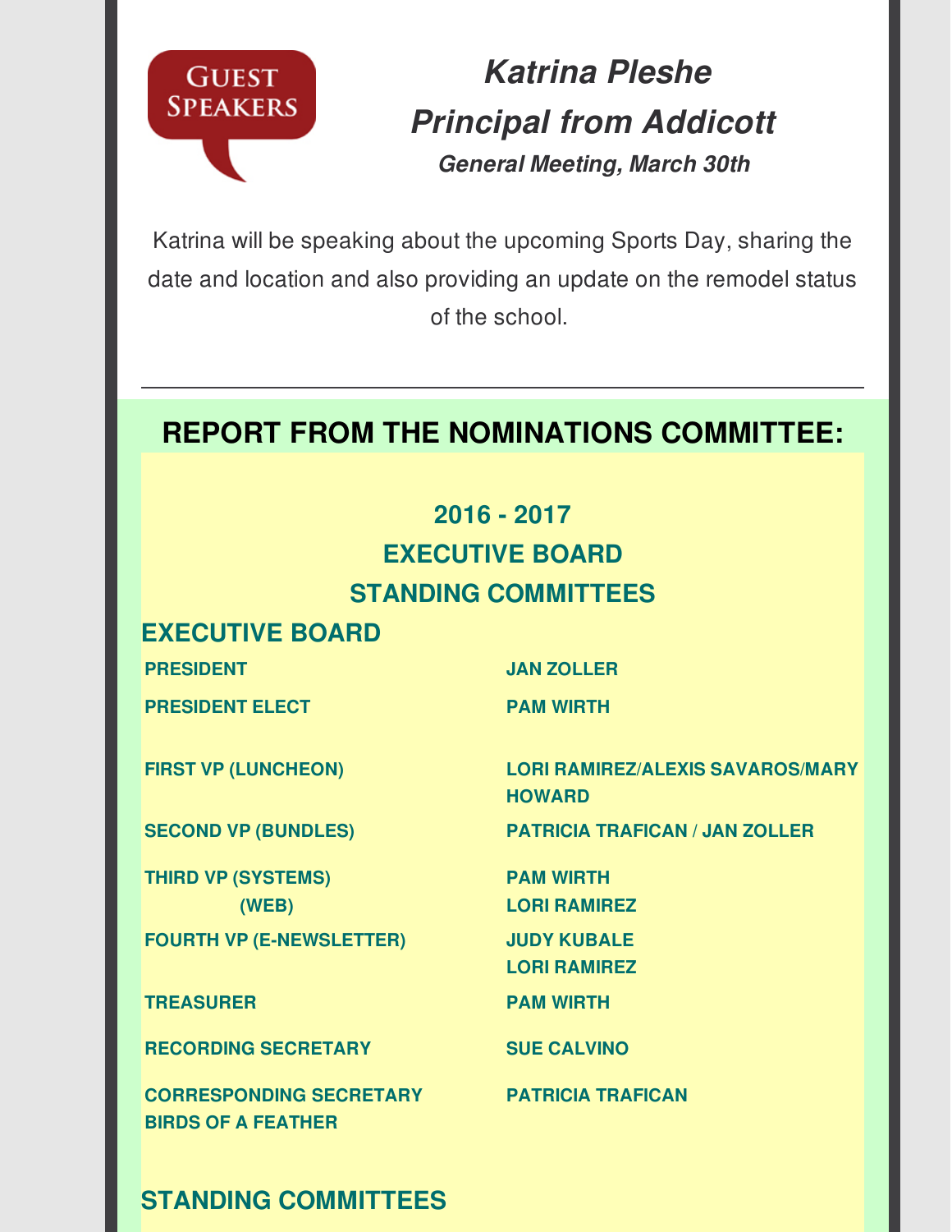GUEST SPEAKERS

## *Katrina Pleshe*
## *Principal from Addicott*

***General Meeting, March 30th***

Katrina will be speaking about the upcoming Sports Day, sharing the date and location and also providing an update on the remodel status of the school.

---

## REPORT FROM THE NOMINATIONS COMMITTEE:

### 2016 - 2017
### EXECUTIVE BOARD
### STANDING COMMITTEES

### EXECUTIVE BOARD

| | |
|---|---|
| **PRESIDENT** | **JAN ZOLLER** |
| **PRESIDENT ELECT** | **PAM WIRTH** |
| **FIRST VP (LUNCHEON)** | **LORI RAMIREZ/ALEXIS SAVAROS/MARY HOWARD** |
| **SECOND VP (BUNDLES)** | **PATRICIA TRAFICAN / JAN ZOLLER** |
| **THIRD VP (SYSTEMS)** | **PAM WIRTH** |
| **(WEB)** | **LORI RAMIREZ** |
| **FOURTH VP (E-NEWSLETTER)** | **JUDY KUBALE**<br>**LORI RAMIREZ** |
| **TREASURER** | **PAM WIRTH** |
| **RECORDING SECRETARY** | **SUE CALVINO** |
| **CORRESPONDING SECRETARY**<br>**BIRDS OF A FEATHER** | **PATRICIA TRAFICAN** |

### STANDING COMMITTEES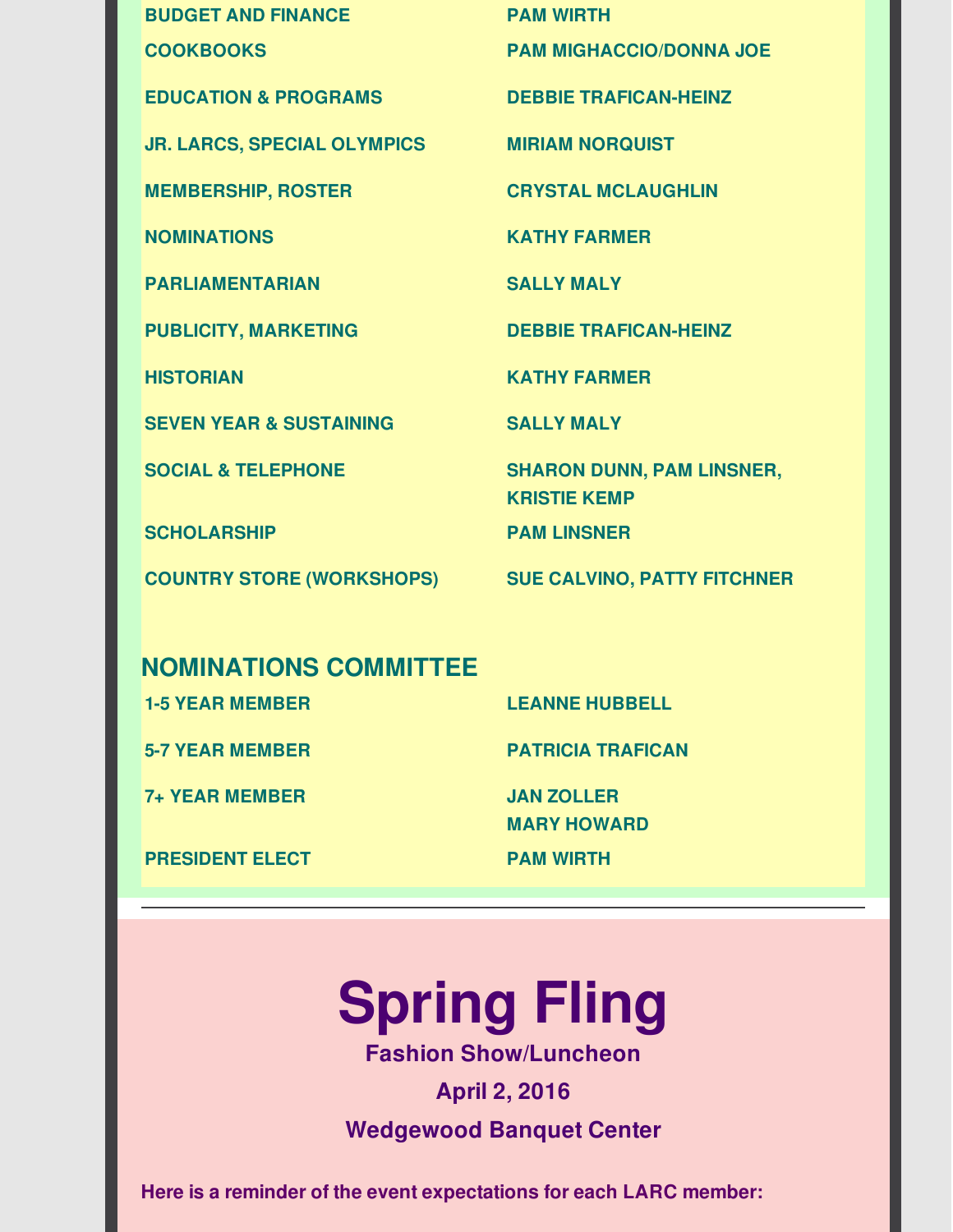| | |
|---|---|
| BUDGET AND FINANCE | PAM WIRTH |
| COOKBOOKS | PAM MIGHACCIO/DONNA JOE |
| EDUCATION & PROGRAMS | DEBBIE TRAFICAN-HEINZ |
| JR. LARCS, SPECIAL OLYMPICS | MIRIAM NORQUIST |
| MEMBERSHIP, ROSTER | CRYSTAL MCLAUGHLIN |
| NOMINATIONS | KATHY FARMER |
| PARLIAMENTARIAN | SALLY MALY |
| PUBLICITY, MARKETING | DEBBIE TRAFICAN-HEINZ |
| HISTORIAN | KATHY FARMER |
| SEVEN YEAR & SUSTAINING | SALLY MALY |
| SOCIAL & TELEPHONE | SHARON DUNN, PAM LINSNER, KRISTIE KEMP |
| SCHOLARSHIP | PAM LINSNER |
| COUNTRY STORE (WORKSHOPS) | SUE CALVINO, PATTY FITCHNER |

## NOMINATIONS COMMITTEE

| | |
|---|---|
| 1-5 YEAR MEMBER | LEANNE HUBBELL |
| 5-7 YEAR MEMBER | PATRICIA TRAFICAN |
| 7+ YEAR MEMBER | JAN ZOLLER<br>MARY HOWARD |
| PRESIDENT ELECT | PAM WIRTH |

---

# Spring Fling

**Fashion Show/Luncheon**

**April 2, 2016**

**Wedgewood Banquet Center**

**Here is a reminder of the event expectations for each LARC member:**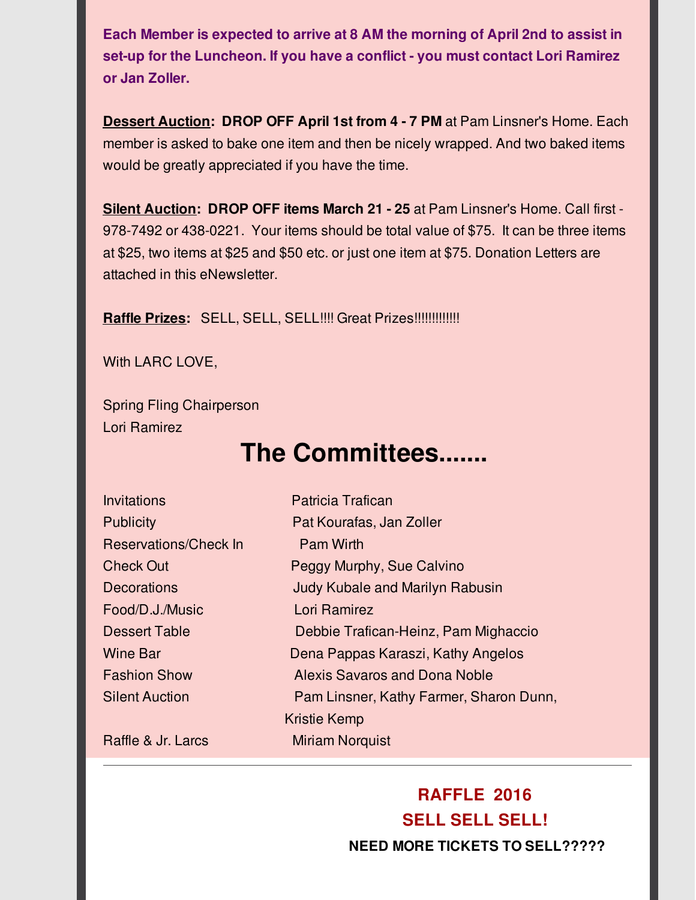**Each Member is expected to arrive at 8 AM the morning of April 2nd to assist in set-up for the Luncheon. If you have a conflict - you must contact Lori Ramirez or Jan Zoller.**

**Dessert Auction: DROP OFF April 1st from 4 - 7 PM** at Pam Linsner's Home. Each member is asked to bake one item and then be nicely wrapped. And two baked items would be greatly appreciated if you have the time.

**Silent Auction: DROP OFF items March 21 - 25** at Pam Linsner's Home. Call first - 978-7492 or 438-0221. Your items should be total value of $75. It can be three items at $25, two items at $25 and $50 etc. or just one item at $75. Donation Letters are attached in this eNewsletter.

**Raffle Prizes:** SELL, SELL, SELL!!!! Great Prizes!!!!!!!!!!!!

With LARC LOVE,

Spring Fling Chairperson
Lori Ramirez

# The Committees.......

| | |
|---|---|
| Invitations | Patricia Trafican |
| Publicity | Pat Kourafas, Jan Zoller |
| Reservations/Check In | Pam Wirth |
| Check Out | Peggy Murphy, Sue Calvino |
| Decorations | Judy Kubale and Marilyn Rabusin |
| Food/D.J./Music | Lori Ramirez |
| Dessert Table | Debbie Trafican-Heinz, Pam Mighaccio |
| Wine Bar | Dena Pappas Karaszi, Kathy Angelos |
| Fashion Show | Alexis Savaros and Dona Noble |
| Silent Auction | Pam Linsner, Kathy Farmer, Sharon Dunn, Kristie Kemp |
| Raffle & Jr. Larcs | Miriam Norquist |

---

**RAFFLE 2016**

**SELL SELL SELL!**

**NEED MORE TICKETS TO SELL?????**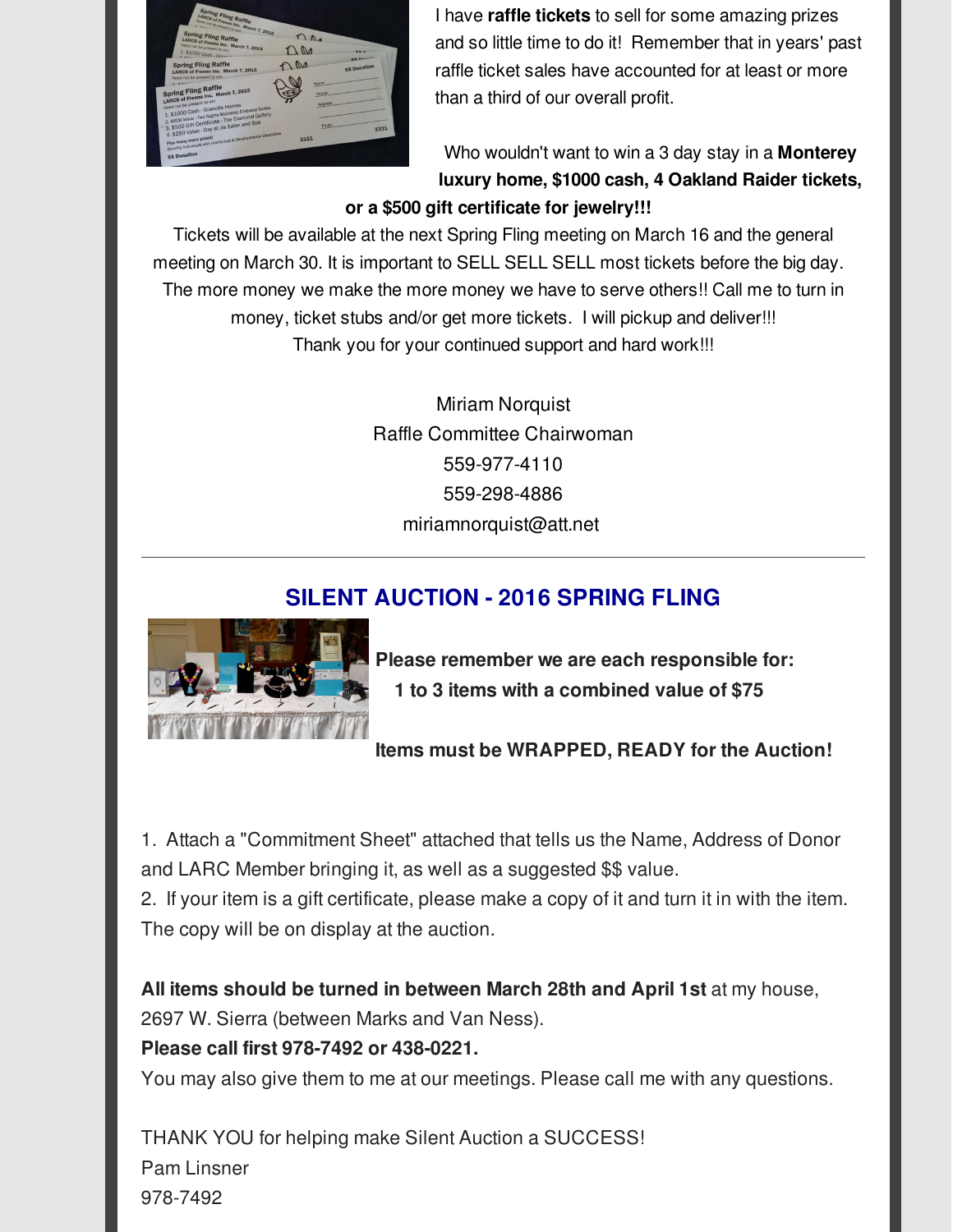I have **raffle tickets** to sell for some amazing prizes and so little time to do it! Remember that in years' past raffle ticket sales have accounted for at least or more than a third of our overall profit.

Who wouldn't want to win a 3 day stay in a **Monterey luxury home, $1000 cash, 4 Oakland Raider tickets, or a $500 gift certificate for jewelry!!!**

Tickets will be available at the next Spring Fling meeting on March 16 and the general meeting on March 30. It is important to SELL SELL SELL most tickets before the big day. The more money we make the more money we have to serve others!! Call me to turn in money, ticket stubs and/or get more tickets. I will pickup and deliver!!!

Thank you for your continued support and hard work!!!

Miriam Norquist
Raffle Committee Chairwoman
559-977-4110
559-298-4886
miriamnorquist@att.net

---

## SILENT AUCTION - 2016 SPRING FLING

**Please remember we are each responsible for:**
**1 to 3 items with a combined value of $75**

**Items must be WRAPPED, READY for the Auction!**

1. Attach a "Commitment Sheet" attached that tells us the Name, Address of Donor and LARC Member bringing it, as well as a suggested $$ value.
2. If your item is a gift certificate, please make a copy of it and turn it in with the item. The copy will be on display at the auction.

**All items should be turned in between March 28th and April 1st** at my house, 2697 W. Sierra (between Marks and Van Ness).
**Please call first 978-7492 or 438-0221.**
You may also give them to me at our meetings. Please call me with any questions.

THANK YOU for helping make Silent Auction a SUCCESS!
Pam Linsner
978-7492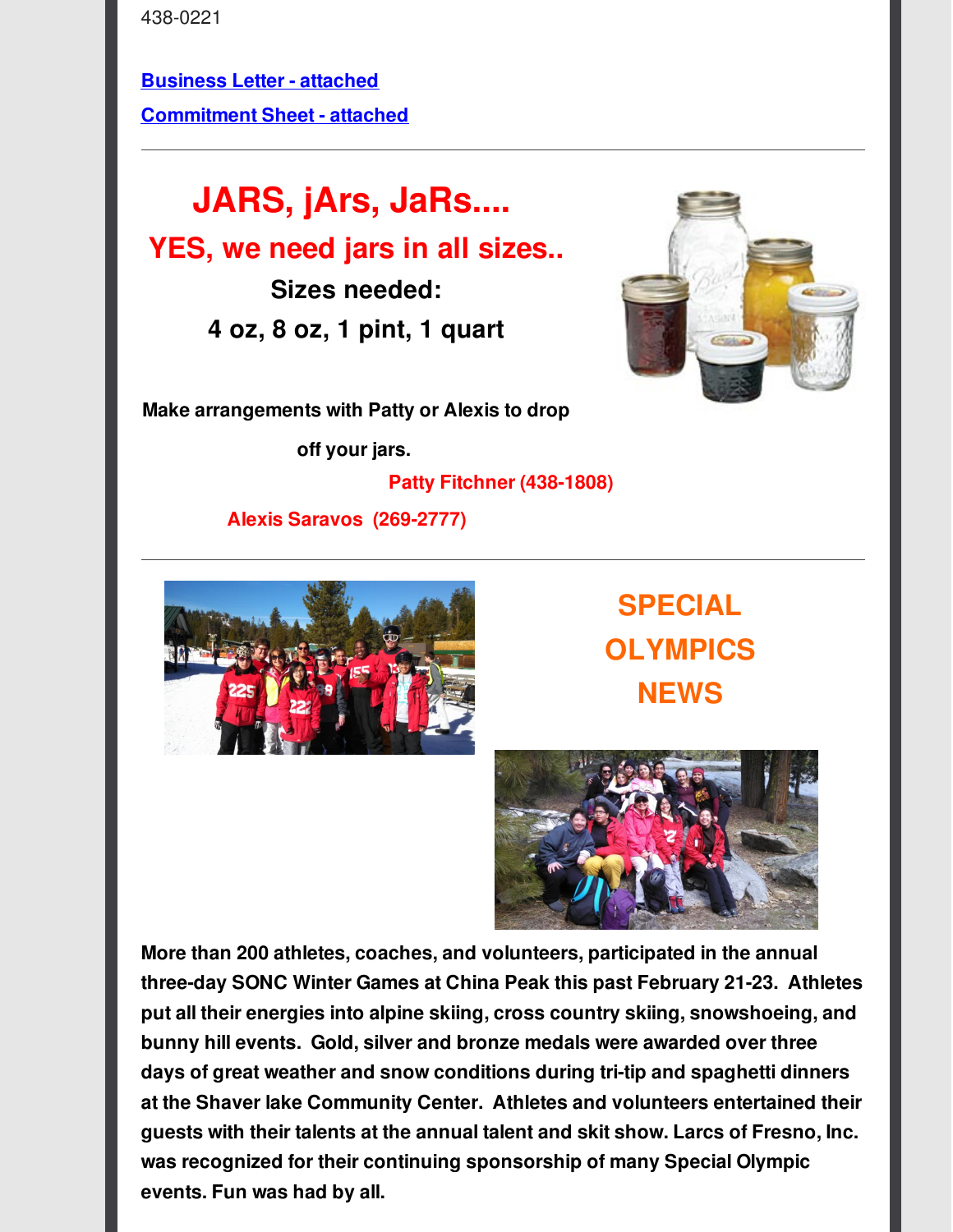438-0221

[Business Letter - attached]

[Commitment Sheet - attached]

---

# JARS, jArs, JaRs....

## YES, we need jars in all sizes..

**Sizes needed:**

**4 oz, 8 oz, 1 pint, 1 quart**

**Make arrangements with Patty or Alexis to drop off your jars.**

**Patty Fitchner (438-1808)**

**Alexis Saravos (269-2777)**

---

# SPECIAL OLYMPICS NEWS

**More than 200 athletes, coaches, and volunteers, participated in the annual three-day SONC Winter Games at China Peak this past February 21-23. Athletes put all their energies into alpine skiing, cross country skiing, snowshoeing, and bunny hill events. Gold, silver and bronze medals were awarded over three days of great weather and snow conditions during tri-tip and spaghetti dinners at the Shaver lake Community Center. Athletes and volunteers entertained their guests with their talents at the annual talent and skit show. Larcs of Fresno, Inc. was recognized for their continuing sponsorship of many Special Olympic events. Fun was had by all.**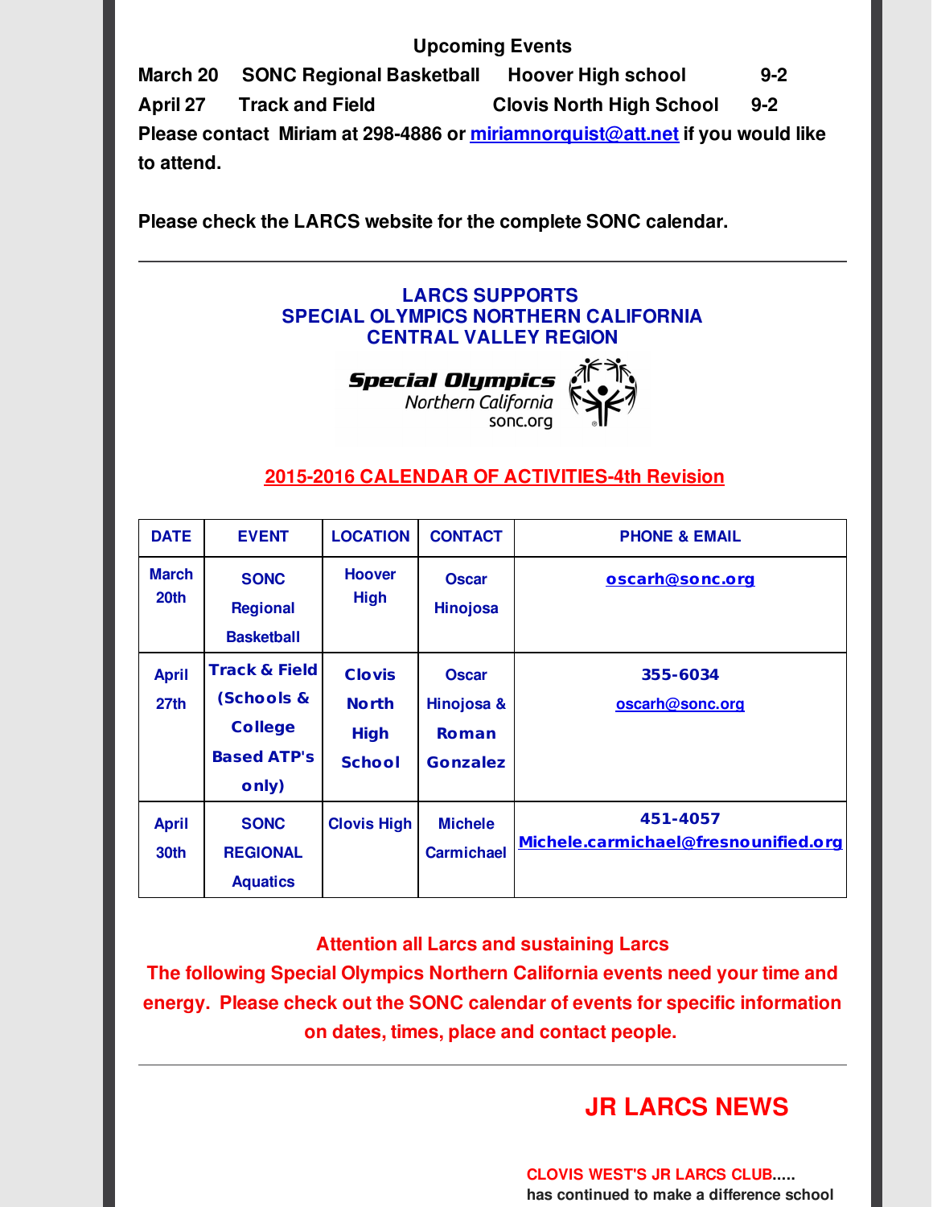**Upcoming Events**

**March 20 SONC Regional Basketball Hoover High school 9-2**

**April 27 Track and Field Clovis North High School 9-2**

**Please contact Miriam at 298-4886 or miriamnorquist@att.net if you would like to attend.**

**Please check the LARCS website for the complete SONC calendar.**

---

## LARCS SUPPORTS
## SPECIAL OLYMPICS NORTHERN CALIFORNIA
## CENTRAL VALLEY REGION

Special Olympics Northern California sonc.org

**2015-2016 CALENDAR OF ACTIVITIES-4th Revision**

| DATE | EVENT | LOCATION | CONTACT | PHONE & EMAIL |
|---|---|---|---|---|
| March 20th | SONC Regional Basketball | Hoover High | Oscar Hinojosa | oscarh@sonc.org |
| April 27th | Track & Field (Schools & College Based ATP's only) | Clovis North High School | Oscar Hinojosa & Roman Gonzalez | 355-6034 oscarh@sonc.org |
| April 30th | SONC REGIONAL Aquatics | Clovis High | Michele Carmichael | 451-4057 Michele.carmichael@fresnounified.org |

**Attention all Larcs and sustaining Larcs**
**The following Special Olympics Northern California events need your time and energy. Please check out the SONC calendar of events for specific information on dates, times, place and contact people.**

---

# JR LARCS NEWS

**CLOVIS WEST'S JR LARCS CLUB.....**
has continued to make a difference school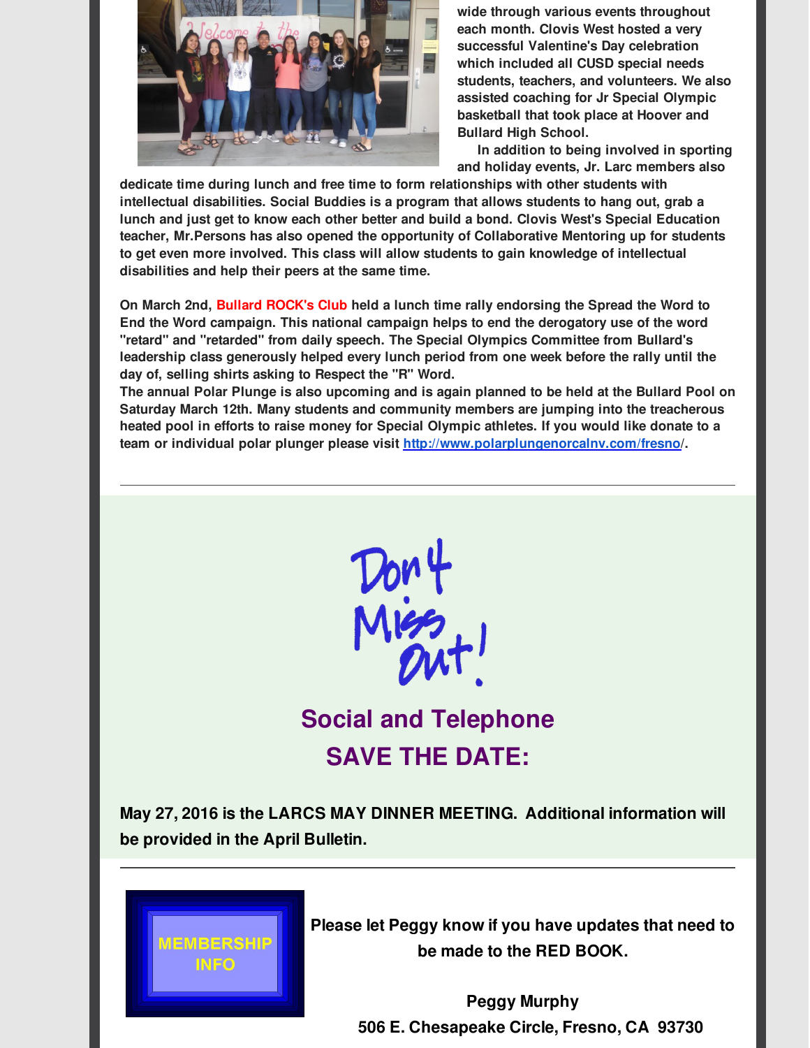wide through various events throughout each month. Clovis West hosted a very successful Valentine's Day celebration which included all CUSD special needs students, teachers, and volunteers. We also assisted coaching for Jr Special Olympic basketball that took place at Hoover and Bullard High School.

In addition to being involved in sporting and holiday events, Jr. Larc members also dedicate time during lunch and free time to form relationships with other students with intellectual disabilities. Social Buddies is a program that allows students to hang out, grab a lunch and just get to know each other better and build a bond. Clovis West's Special Education teacher, Mr.Persons has also opened the opportunity of Collaborative Mentoring up for students to get even more involved. This class will allow students to gain knowledge of intellectual disabilities and help their peers at the same time.

On March 2nd, Bullard ROCK's Club held a lunch time rally endorsing the Spread the Word to End the Word campaign. This national campaign helps to end the derogatory use of the word "retard" and "retarded" from daily speech. The Special Olympics Committee from Bullard's leadership class generously helped every lunch period from one week before the rally until the day of, selling shirts asking to Respect the "R" Word.

The annual Polar Plunge is also upcoming and is again planned to be held at the Bullard Pool on Saturday March 12th. Many students and community members are jumping into the treacherous heated pool in efforts to raise money for Special Olympic athletes. If you would like donate to a team or individual polar plunger please visit http://www.polarplungenorcalnv.com/fresno/.

---

Don't Miss Out!

## Social and Telephone
## SAVE THE DATE:

**May 27, 2016 is the LARCS MAY DINNER MEETING. Additional information will be provided in the April Bulletin.**

---

MEMBERSHIP INFO

**Please let Peggy know if you have updates that need to be made to the RED BOOK.**

**Peggy Murphy**
**506 E. Chesapeake Circle, Fresno, CA 93730**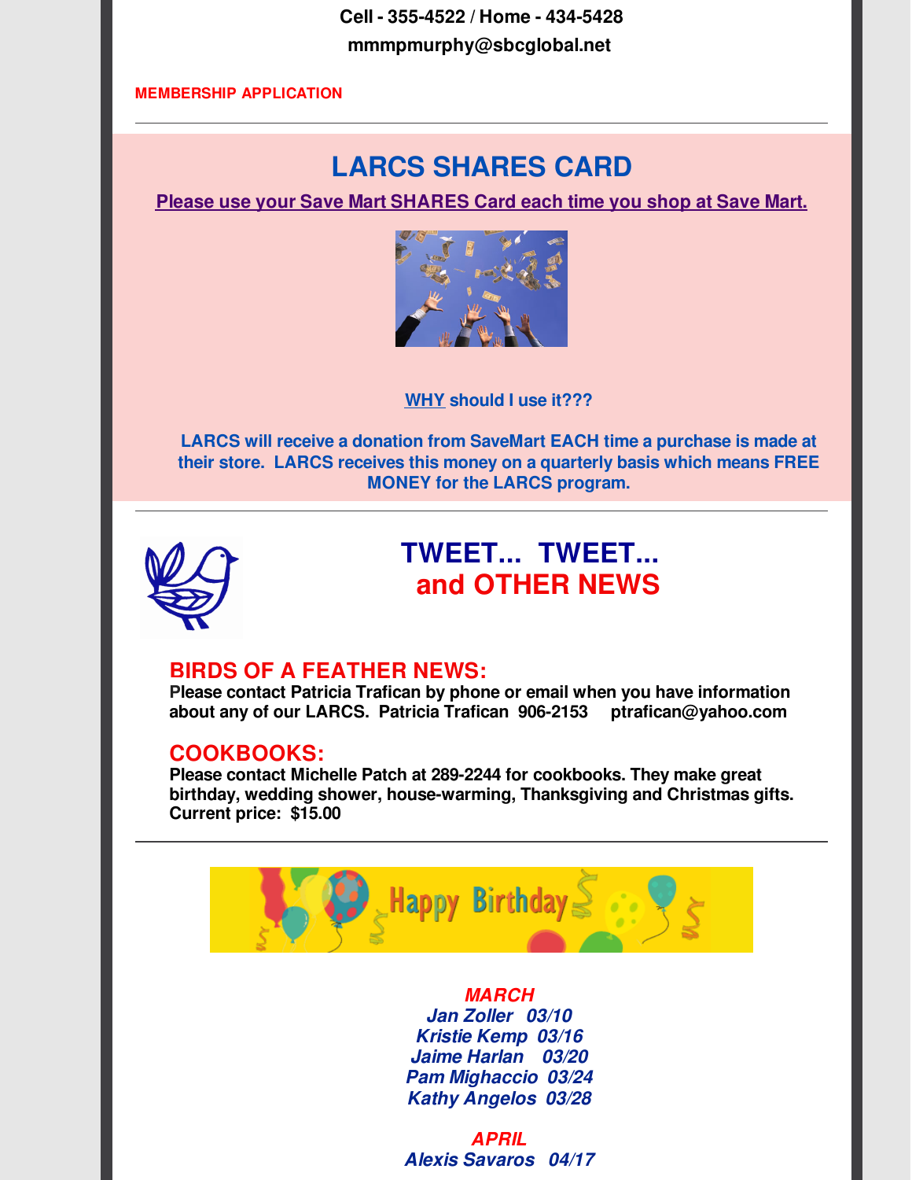**Cell - 355-4522 / Home - 434-5428**

**mmmpmurphy@sbcglobal.net**

**MEMBERSHIP APPLICATION**

---

## LARCS SHARES CARD

**Please use your Save Mart SHARES Card each time you shop at Save Mart.**

**WHY should I use it???**

**LARCS will receive a donation from SaveMart EACH time a purchase is made at their store. LARCS receives this money on a quarterly basis which means FREE MONEY for the LARCS program.**

---

## TWEET... TWEET... and OTHER NEWS

### BIRDS OF A FEATHER NEWS:

**Please contact Patricia Trafican by phone or email when you have information about any of our LARCS. Patricia Trafican 906-2153 ptrafican@yahoo.com**

### COOKBOOKS:

**Please contact Michelle Patch at 289-2244 for cookbooks. They make great birthday, wedding shower, house-warming, Thanksgiving and Christmas gifts. Current price: $15.00**

---

Happy Birthday

***MARCH***

***Jan Zoller 03/10***
***Kristie Kemp 03/16***
***Jaime Harlan 03/20***
***Pam Mighaccio 03/24***
***Kathy Angelos 03/28***

***APRIL***

***Alexis Savaros 04/17***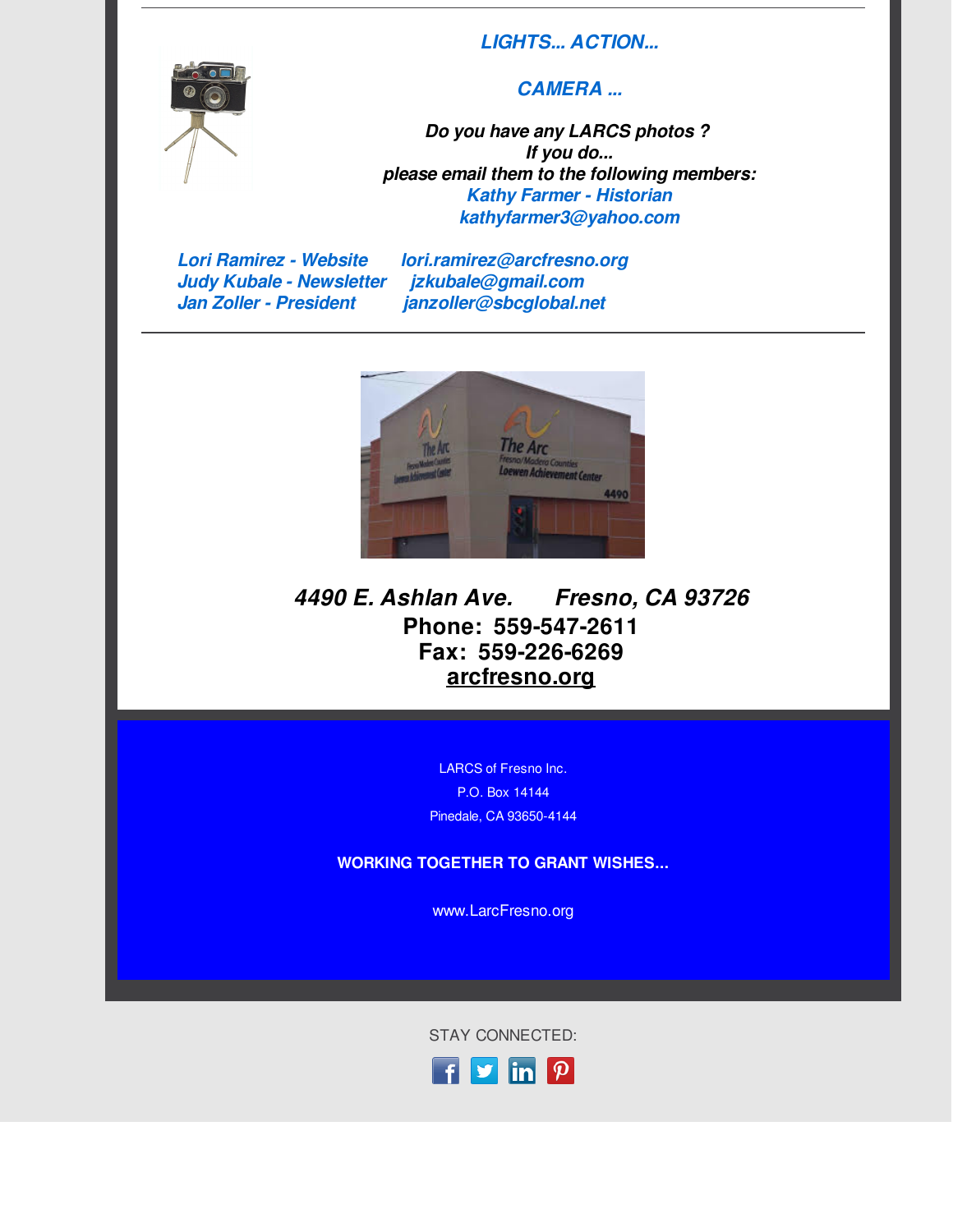***LIGHTS... ACTION...***

***CAMERA ...***

***Do you have any LARCS photos ?***
***If you do...***
***please email them to the following members:***
***Kathy Farmer - Historian***
***kathyfarmer3@yahoo.com***

***Lori Ramirez - Website*** ***lori.ramirez@arcfresno.org***
***Judy Kubale - Newsletter*** ***jzkubale@gmail.com***
***Jan Zoller - President*** ***janzoller@sbcglobal.net***

---

***4490 E. Ashlan Ave. Fresno, CA 93726***

**Phone: 559-547-2611**
**Fax: 559-226-6269**
**arcfresno.org**

LARCS of Fresno Inc.
P.O. Box 14144
Pinedale, CA 93650-4144

**WORKING TOGETHER TO GRANT WISHES...**

www.LarcFresno.org

STAY CONNECTED: